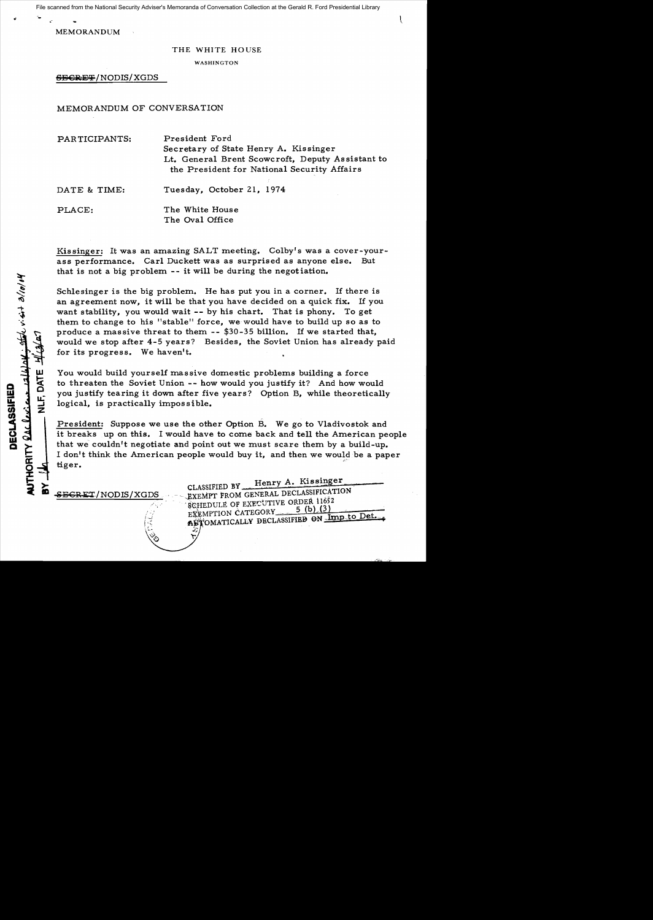File scanned from the National Security Adviser's Memoranda of Conversation Collection at the Gerald R. Ford Presidential Library

MEMORANDUM

THE WHITE HOUSE

WASHINGTON

~~SECRET~~/NODIS/XGDS

MEMORANDUM OF CONVERSATION

PARTICIPANTS: President Ford
Secretary of State Henry A. Kissinger
Lt. General Brent Scowcroft, Deputy Assistant to the President for National Security Affairs

DATE & TIME: Tuesday, October 21, 1974

PLACE: The White House
The Oval Office

Kissinger: It was an amazing SALT meeting. Colby's was a cover-your-ass performance. Carl Duckett was as surprised as anyone else. But that is not a big problem -- it will be during the negotiation.

Schlesinger is the big problem. He has put you in a corner. If there is an agreement now, it will be that you have decided on a quick fix. If you want stability, you would wait -- by his chart. That is phony. To get them to change to his "stable" force, we would have to build up so as to produce a massive threat to them -- $30-35 billion. If we started that, would we stop after 4-5 years? Besides, the Soviet Union has already paid for its progress. We haven't.

You would build yourself massive domestic problems building a force to threaten the Soviet Union -- how would you justify it? And how would you justify tearing it down after five years? Option B, while theoretically logical, is practically impossible.

President: Suppose we use the other Option B. We go to Vladivostok and it breaks up on this. I would have to come back and tell the American people that we couldn't negotiate and point out we must scare them by a build-up. I don't think the American people would buy it, and then we would be a paper tiger.

DECLASSIFIED
AUTHORITY [handwritten]
BY [handwritten] NLF, DATE [handwritten]

~~SECRET~~/NODIS/XGDS

CLASSIFIED BY Henry A. Kissinger
EXEMPT FROM GENERAL DECLASSIFICATION
SCHEDULE OF EXECUTIVE ORDER 11652
EXEMPTION CATEGORY 5 (b) (3)
AUTOMATICALLY DECLASSIFIED ON Imp to Det.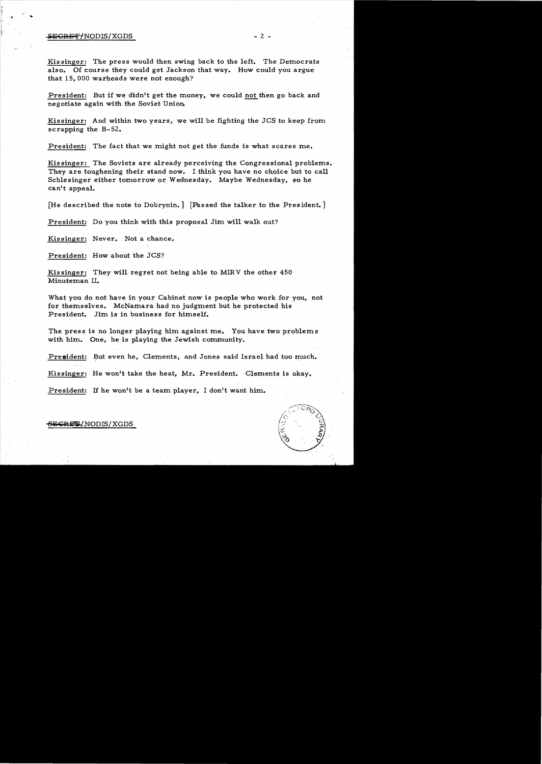Kissinger: The press would then swing back to the left. The Democrats also. Of course they could get Jackson that way. How could you argue that 15,000 warheads were not enough?

President: But if we didn't get the money, we could not then go back and negotiate again with the Soviet Union.

Kissinger: And within two years, we will be fighting the JCS to keep from scrapping the B-52.

President: The fact that we might not get the funds is what scares me.

Kissinger: The Soviets are already perceiving the Congressional problems. They are toughening their stand now. I think you have no choice but to call Schlesinger either tomorrow or Wednesday. Maybe Wednesday, so he can't appeal.

[He described the note to Dobrynin.] [Passed the talker to the President.]

President: Do you think with this proposal Jim will walk out?

Kissinger: Never. Not a chance.

President: How about the JCS?

Kissinger: They will regret not being able to MIRV the other 450 Minuteman II.

What you do not have in your Cabinet now is people who work for you, not for themselves. McNamara had no judgment but he protected his President. Jim is in business for himself.

The press is no longer playing him against me. You have two problems with him. One, he is playing the Jewish community.

President: But even he, Clements, and Jones said Israel had too much.

Kissinger: He won't take the heat, Mr. President. Clements is okay.

President: If he won't be a team player, I don't want him.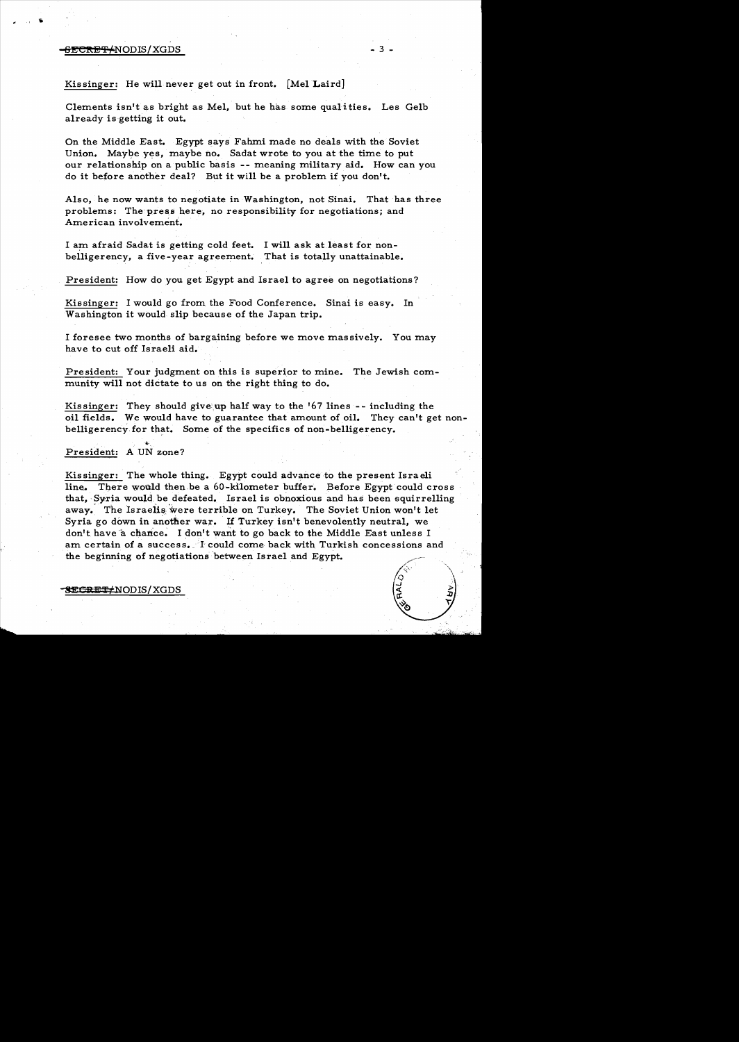Kissinger: He will never get out in front. [Mel Laird]

Clements isn't as bright as Mel, but he has some qualities. Les Gelb already is getting it out.

On the Middle East. Egypt says Fahmi made no deals with the Soviet Union. Maybe yes, maybe no. Sadat wrote to you at the time to put our relationship on a public basis -- meaning military aid. How can you do it before another deal? But it will be a problem if you don't.

Also, he now wants to negotiate in Washington, not Sinai. That has three problems: The press here, no responsibility for negotiations; and American involvement.

I am afraid Sadat is getting cold feet. I will ask at least for non-belligerency, a five-year agreement. That is totally unattainable.

President: How do you get Egypt and Israel to agree on negotiations?

Kissinger: I would go from the Food Conference. Sinai is easy. In Washington it would slip because of the Japan trip.

I foresee two months of bargaining before we move massively. You may have to cut off Israeli aid.

President: Your judgment on this is superior to mine. The Jewish community will not dictate to us on the right thing to do.

Kissinger: They should give up half way to the '67 lines -- including the oil fields. We would have to guarantee that amount of oil. They can't get non-belligerency for that. Some of the specifics of non-belligerency.

President: A UN zone?

Kissinger: The whole thing. Egypt could advance to the present Israeli line. There would then be a 60-kilometer buffer. Before Egypt could cross that, Syria would be defeated. Israel is obnoxious and has been squirrelling away. The Israelis were terrible on Turkey. The Soviet Union won't let Syria go down in another war. If Turkey isn't benevolently neutral, we don't have a chance. I don't want to go back to the Middle East unless I am certain of a success. I could come back with Turkish concessions and the beginning of negotiations between Israel and Egypt.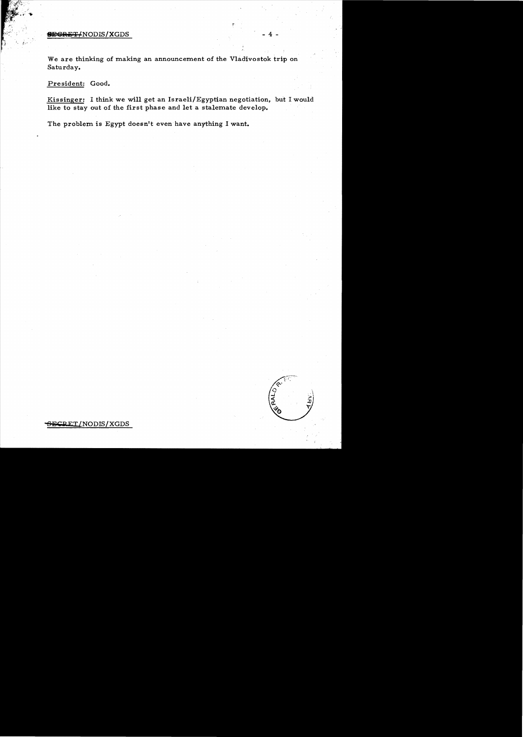We are thinking of making an announcement of the Vladivostok trip on Saturday.

President: Good.

Kissinger: I think we will get an Israeli/Egyptian negotiation, but I would like to stay out of the first phase and let a stalemate develop.

The problem is Egypt doesn't even have anything I want.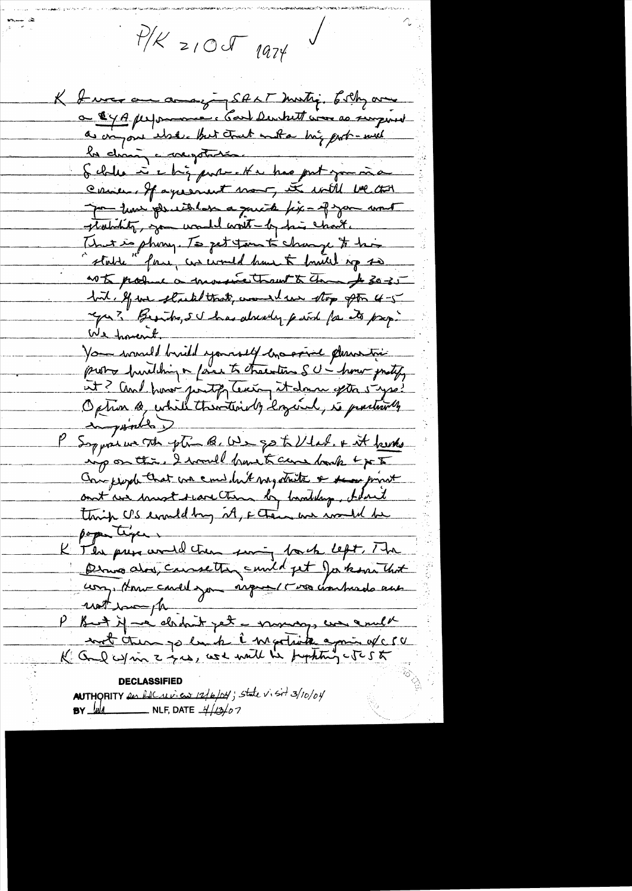P/K 21 Oct 1974

K It was an amazing SALT meeting. Schlesinger was a 4.0 performance. Carl Duckett was as surprised as anyone else. But that was a big part — will be during a negotiation.

Schlesinger is a big problem. He has put you in a corner. If agreement now, it will be that you have plunged into a quick fix — if you want stability, you would wait — by his chart. That is phony. To get them to change to his "stable" force, we would have to build up so as to produce a massive threat to them for 30-35 bil. If we started that, would we stop after 4-5 yrs? Besides, SU has already paid for its prep. We haven't.

You would build yourself a massive domestic prob building a force to threaten SU — how justify it? And how justify tearing it down after 5 yrs? Option B, while theoretically logical, is practically impossible.

P Suppose we go option B. We go to Vlad. & it breaks up on this. I would have to come back & go to Congress people that we couldn't negotiate & so must put we must scare them by building. I don't think US would buy it, & then we would be paper tiger.

K The press would then swing back left. The Democrats, Congress, could get Jackson that way. How could you argue 1300 warheads aren't enough?

P But if we didn't get a warning, we could not then go back & negotiate again w/ SU.

K And w/in 2 yrs, we will be fighting SU to

**DECLASSIFIED**
AUTHORITY per NSC review 12/6/04; State v. 3/10/04
BY lal NLF, DATE 4/13/07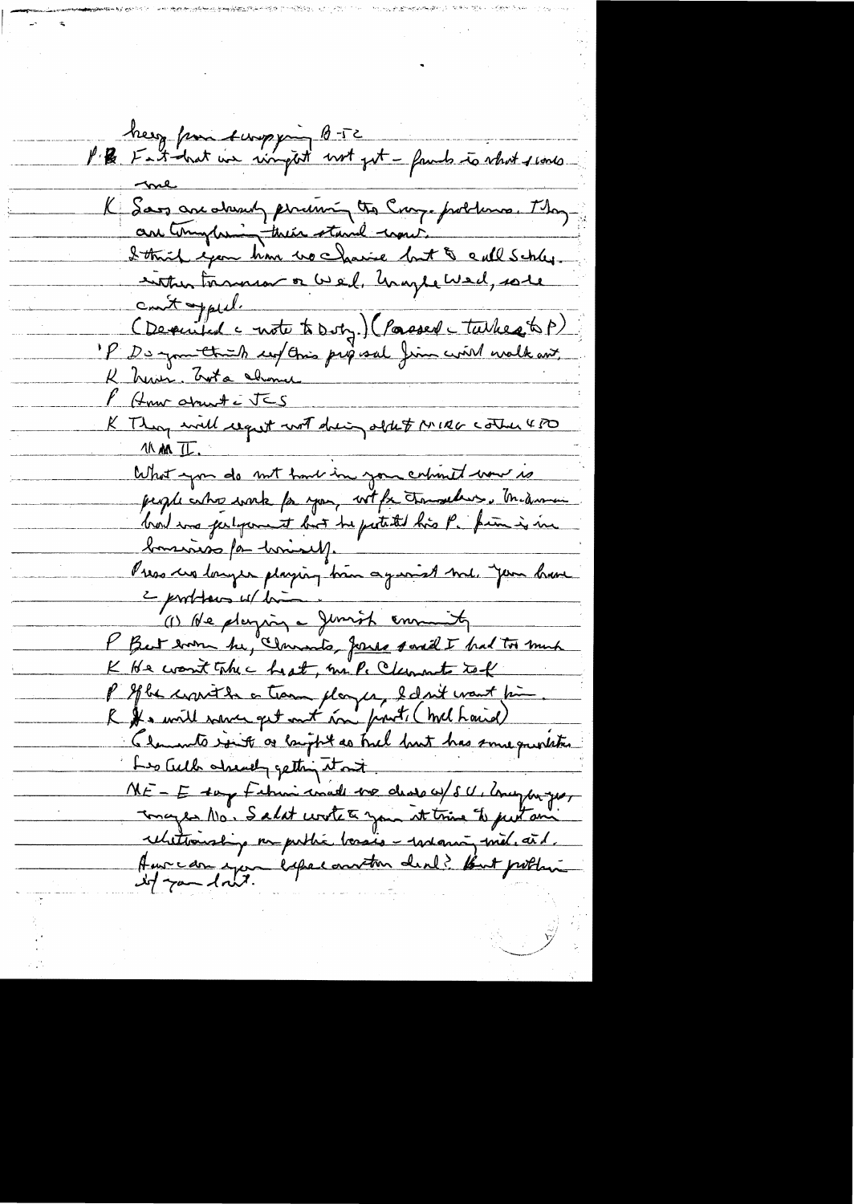heavy from dropping B-52

P. Fact that we might not yet – funds is what scares me

K Sass are already pressing the Congr. problems. They are complaining their stand now.
I think you have no choice but to call Schles.
either tomorrow or Wed. Maybe Wed, so he can't appeal.

(Described a note to Doty.) (Passed a talker to P)

P Do you think w/ this proposal Jim will walk out.

K Never. Not a chance

P How about a JCS

K They will report not doing about MIRV & other 4 PO
in MM II.

What you do not have in your cabinet now is
people who work for you, not for themselves. McNamara
had no judgement but he protected his P. Jim is in
business for himself.

Press no longer playing him against me. You have
2 problems w/ him –

(1) He playing a Jewish community

P But even he, Clements, Jones said I had too much

K He wants take heat, not P. Clements told

P If he won't be a team player, I don't want him.

K He will never get out in front. (Mel Laird)
Clements isn't as bright as Mel but has some qualities
Les Gelb already getting it out.

ME – E say Fahmi made no deals w/ SU. Long before,
maybe No. Sadat wrote to you it time to put our
relationship on public basis – unanimous mil. aid.
How can you expect another deal? But problem
if you don't.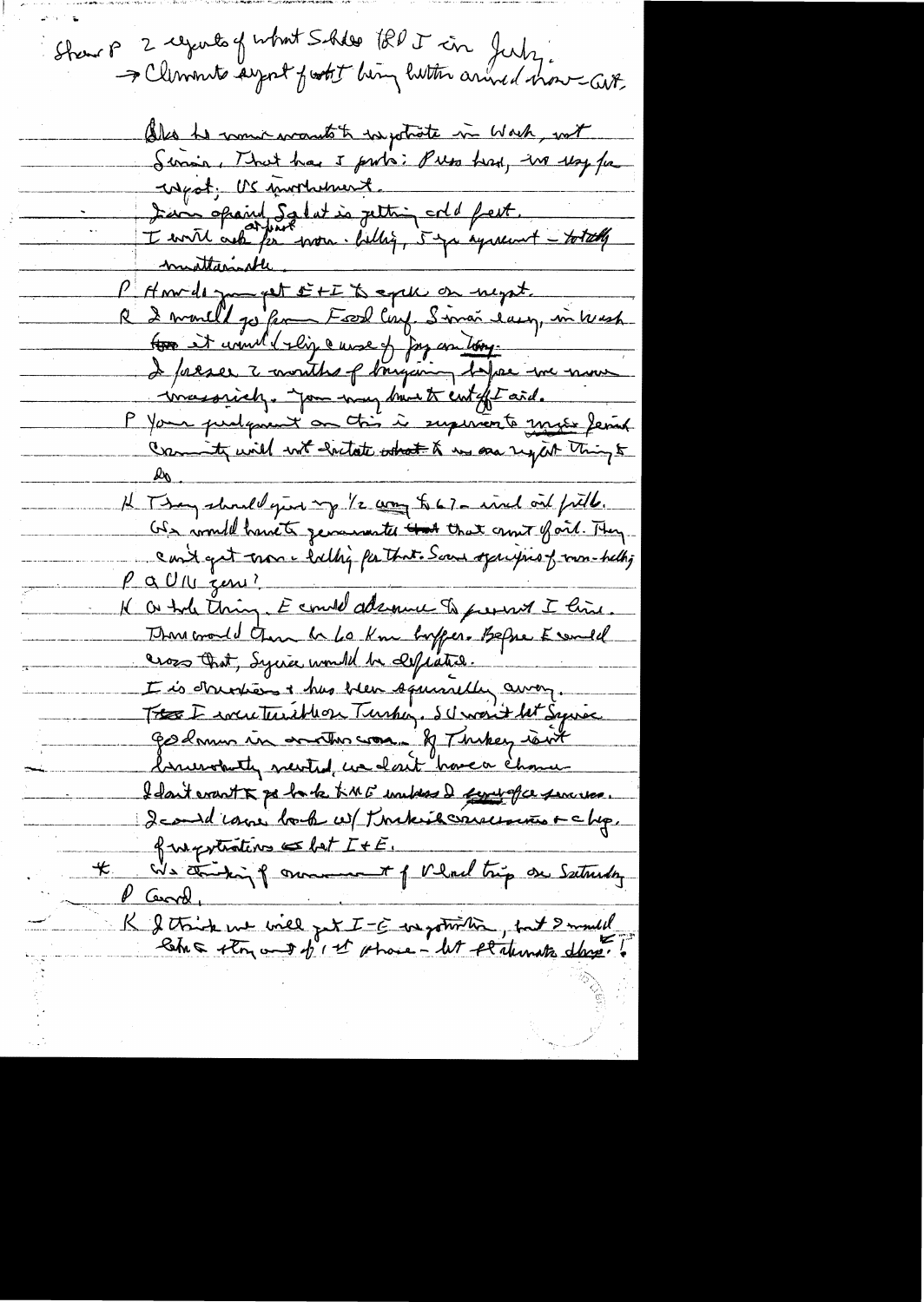Show P 2 reports of what Schlee (?) I in July.
→ Clements report [illegible] being better arrived [illegible]

Also he [illegible] wants to negotiate in Wash, not Sinai. That has 2 parts: Pres here, no way for Egypt; US involvement.
I am afraid Sadat is getting cold feet.
I will ask for more. Likely, 5 yr agreement – totally unattainable.

P How do you get E + I to agree on neg't.
R I would go from Ford Conf. Sinai easy, in Wash for it would sling course of [illegible].
I foresee 2 months of bargaining before we move massively. You may have to cut off aid.

P Your judgment on this is superior to mine [illegible]. Community will not dictate what to me are right things to do.

K They should give up 1/2 way to 67 – incl oil fields. We would have to guarantee that amount of oil. They can't get more – likely for that. Some specifics of non-belligerency.

P a UN zone?

K A whole thing. E could [illegible] to percent I line. There would then be 60 Km buffer. Before E could cross that, Syria would be defeated.
I is devastated & has been squirrelly away.
[illegible] I [illegible] Turkey, SU won't let Syria go down in another war. If Turkey isn't favorably resolved, we don't have a chance.
I don't want to go back to ME unless I [illegible] of a success.
I could come back w/ Turkish concessions & a big, of negotiations & let I + E.

* We're thinking of announcement of Vlad trip on Saturday

P Good.

K I think we will get I-E negotiation, but I would take stay out of 1st phase – let stalemate develop.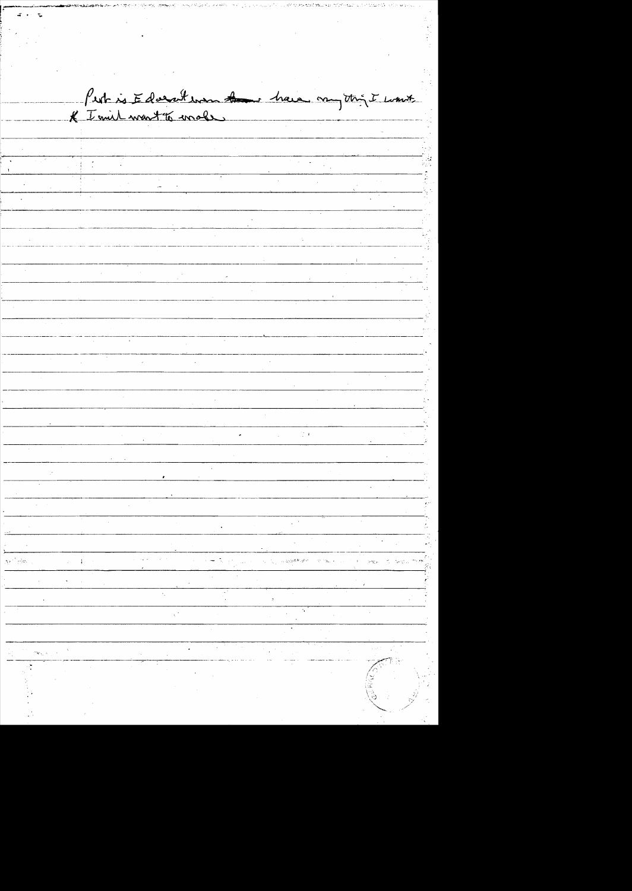Perh is E doesn't ~~them~~ have anything I want
& I [still] want to make